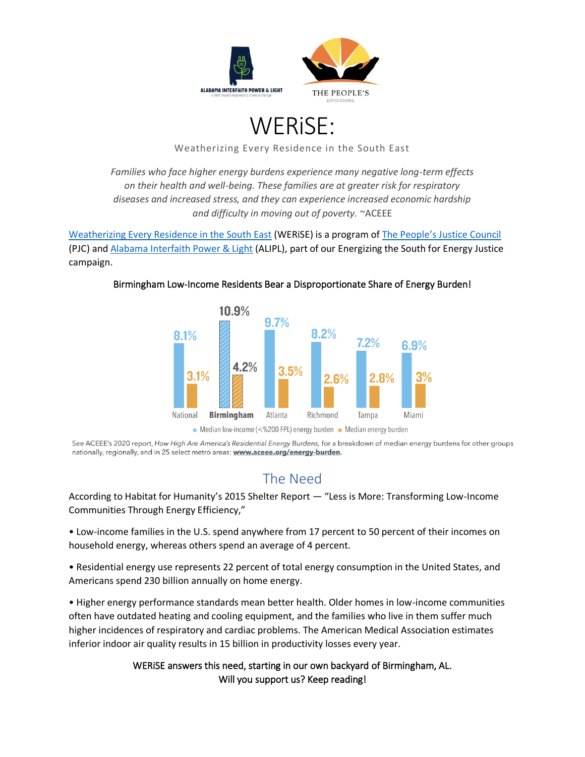ALABAMA INTERFAITH POWER & LIGHT
a faith-based response to climate change

THE PEOPLE'S
JUSTICE COUNCIL

# WERiSE:

Weatherizing Every Residence in the South East

*Families who face higher energy burdens experience many negative long-term effects on their health and well-being. These families are at greater risk for respiratory diseases and increased stress, and they can experience increased economic hardship and difficulty in moving out of poverty.* ~ACEEE

Weatherizing Every Residence in the South East (WERiSE) is a program of The People's Justice Council (PJC) and Alabama Interfaith Power & Light (ALIPL), part of our Energizing the South for Energy Justice campaign.

Birmingham Low-Income Residents Bear a Disproportionate Share of Energy Burden!

| | National | Birmingham | Atlanta | Richmond | Tampa | Miami |
|---|---|---|---|---|---|---|
| Median low-income (<%200 FPL) energy burden | 8.1% | 10.9% | 9.7% | 8.2% | 7.2% | 6.9% |
| Median energy burden | 3.1% | 4.2% | 3.5% | 2.6% | 2.8% | 3% |

See ACEEE's 2020 report, *How High Are America's Residential Energy Burdens,* for a breakdown of median energy burdens for other groups nationally, regionally, and in 25 select metro areas: **www.aceee.org/energy-burden**.

## The Need

According to Habitat for Humanity's 2015 Shelter Report — "Less is More: Transforming Low-Income Communities Through Energy Efficiency,"

- Low-income families in the U.S. spend anywhere from 17 percent to 50 percent of their incomes on household energy, whereas others spend an average of 4 percent.

- Residential energy use represents 22 percent of total energy consumption in the United States, and Americans spend 230 billion annually on home energy.

- Higher energy performance standards mean better health. Older homes in low-income communities often have outdated heating and cooling equipment, and the families who live in them suffer much higher incidences of respiratory and cardiac problems. The American Medical Association estimates inferior indoor air quality results in 15 billion in productivity losses every year.

WERiSE answers this need, starting in our own backyard of Birmingham, AL.
Will you support us? Keep reading!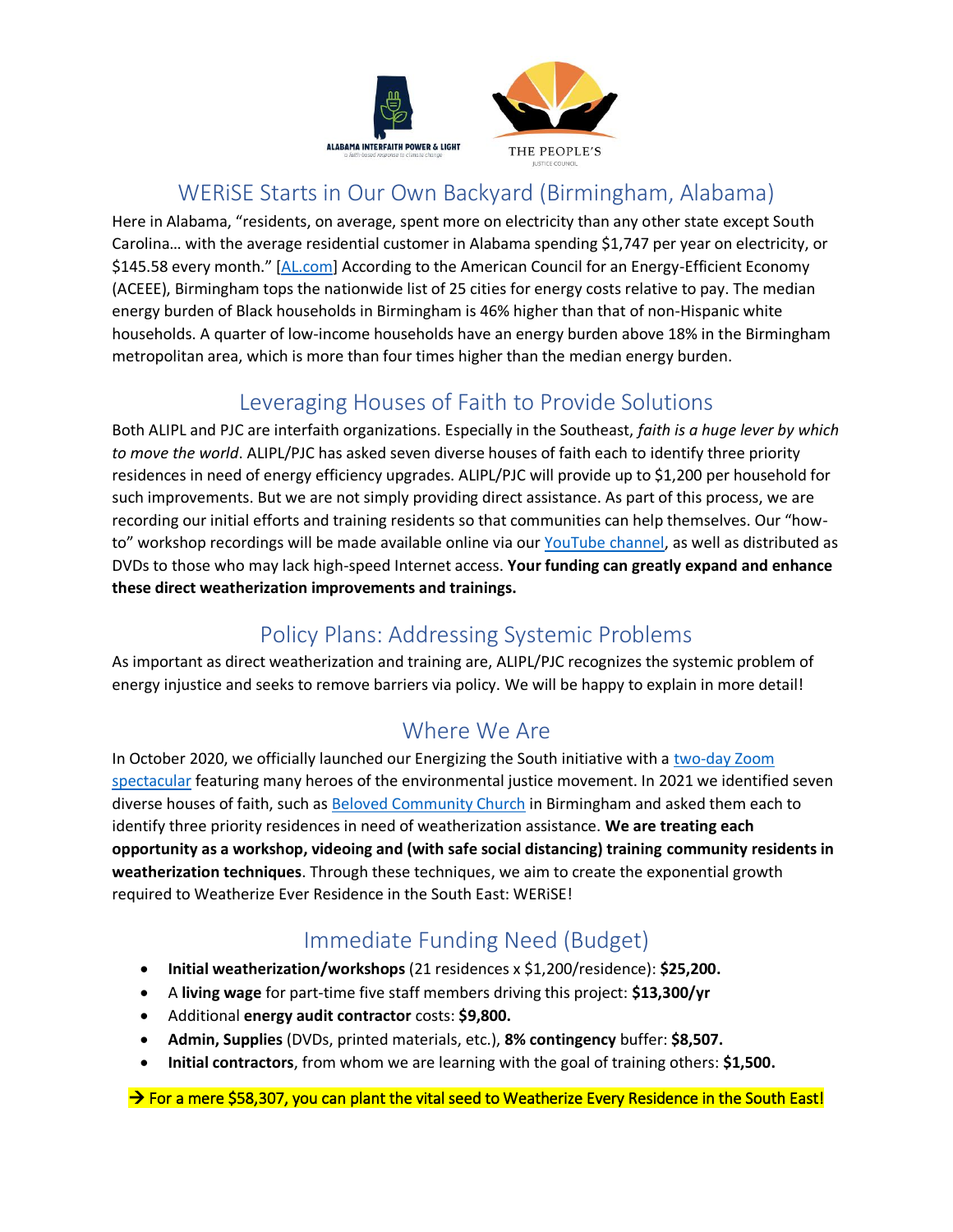ALABAMA INTERFAITH POWER & LIGHT
a faith-based response to climate change

THE PEOPLE'S
JUSTICE COUNCIL

## WERiSE Starts in Our Own Backyard (Birmingham, Alabama)

Here in Alabama, "residents, on average, spent more on electricity than any other state except South Carolina… with the average residential customer in Alabama spending $1,747 per year on electricity, or $145.58 every month." [AL.com] According to the American Council for an Energy-Efficient Economy (ACEEE), Birmingham tops the nationwide list of 25 cities for energy costs relative to pay. The median energy burden of Black households in Birmingham is 46% higher than that of non-Hispanic white households. A quarter of low-income households have an energy burden above 18% in the Birmingham metropolitan area, which is more than four times higher than the median energy burden.

## Leveraging Houses of Faith to Provide Solutions

Both ALIPL and PJC are interfaith organizations. Especially in the Southeast, *faith is a huge lever by which to move the world*. ALIPL/PJC has asked seven diverse houses of faith each to identify three priority residences in need of energy efficiency upgrades. ALIPL/PJC will provide up to $1,200 per household for such improvements. But we are not simply providing direct assistance. As part of this process, we are recording our initial efforts and training residents so that communities can help themselves. Our "how-to" workshop recordings will be made available online via our YouTube channel, as well as distributed as DVDs to those who may lack high-speed Internet access. **Your funding can greatly expand and enhance these direct weatherization improvements and trainings.**

## Policy Plans: Addressing Systemic Problems

As important as direct weatherization and training are, ALIPL/PJC recognizes the systemic problem of energy injustice and seeks to remove barriers via policy. We will be happy to explain in more detail!

## Where We Are

In October 2020, we officially launched our Energizing the South initiative with a two-day Zoom spectacular featuring many heroes of the environmental justice movement. In 2021 we identified seven diverse houses of faith, such as Beloved Community Church in Birmingham and asked them each to identify three priority residences in need of weatherization assistance. **We are treating each opportunity as a workshop, videoing and (with safe social distancing) training community residents in weatherization techniques**. Through these techniques, we aim to create the exponential growth required to Weatherize Ever Residence in the South East: WERiSE!

## Immediate Funding Need (Budget)

- **Initial weatherization/workshops** (21 residences x $1,200/residence): **$25,200.**
- A **living wage** for part-time five staff members driving this project: **$13,300/yr**
- Additional **energy audit contractor** costs: **$9,800.**
- **Admin, Supplies** (DVDs, printed materials, etc.), **8% contingency** buffer: **$8,507.**
- **Initial contractors**, from whom we are learning with the goal of training others: **$1,500.**

→ For a mere $58,307, you can plant the vital seed to Weatherize Every Residence in the South East!